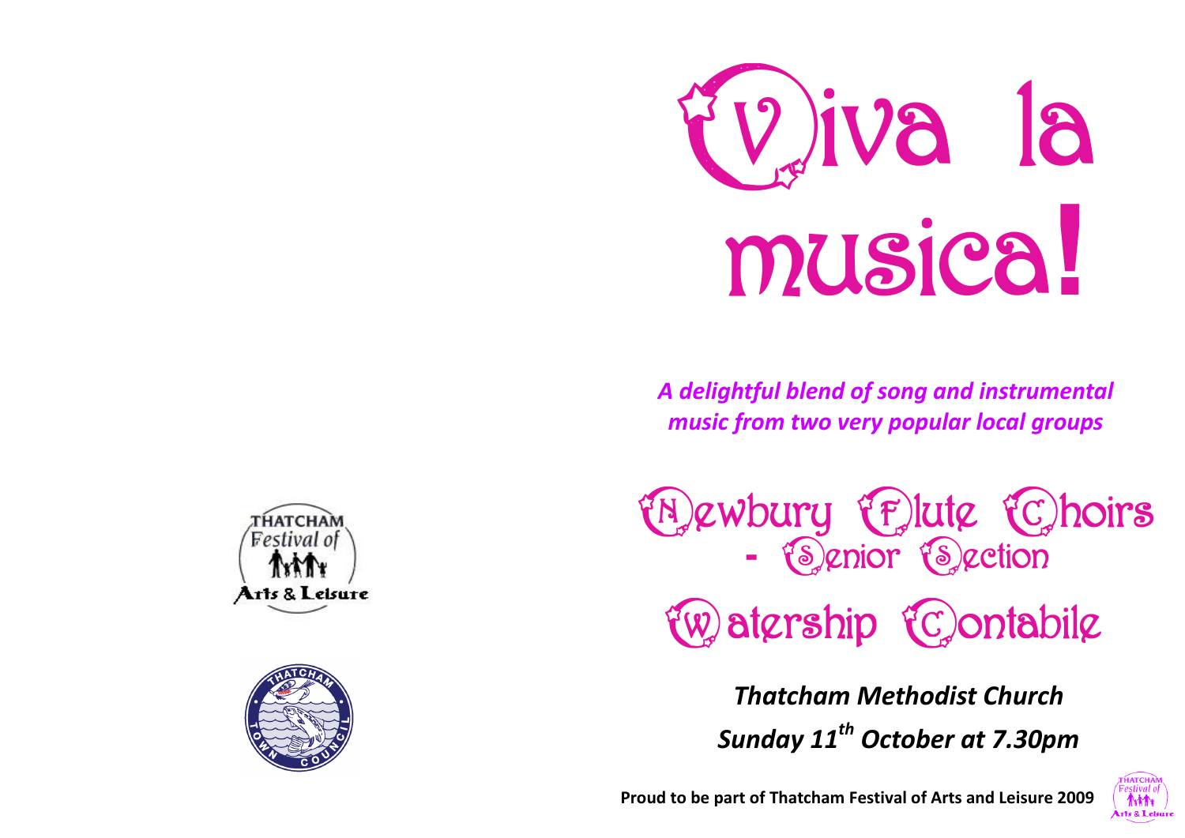# Viva la musica!

*A delightful blend of song and instrumental music from two very popular local groups*

## Newbury Flute Choirs - Senior Section

## Watership Contabile

***Thatcham Methodist Church***

***Sunday 11th October at 7.30pm***

**Proud to be part of Thatcham Festival of Arts and Leisure 2009**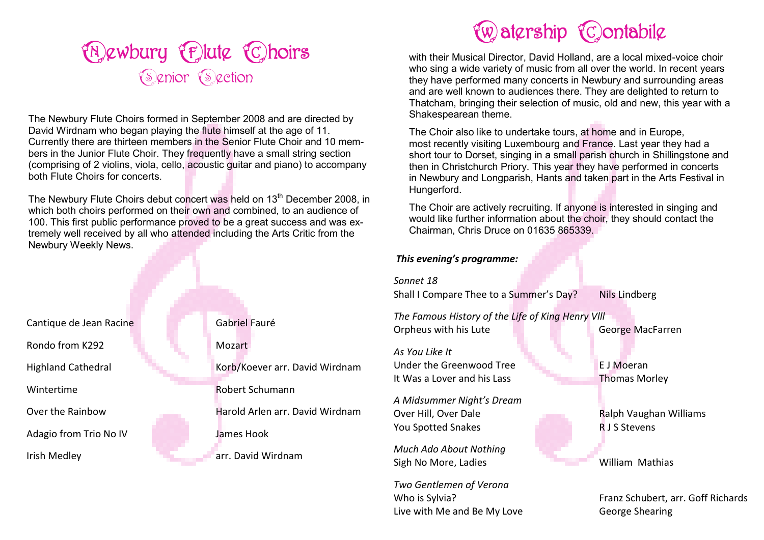# Newbury Flute Choirs

## Senior Section

The Newbury Flute Choirs formed in September 2008 and are directed by David Wirdnam who began playing the flute himself at the age of 11. Currently there are thirteen members in the Senior Flute Choir and 10 members in the Junior Flute Choir. They frequently have a small string section (comprising of 2 violins, viola, cello, acoustic guitar and piano) to accompany both Flute Choirs for concerts.

The Newbury Flute Choirs debut concert was held on 13th December 2008, in which both choirs performed on their own and combined, to an audience of 100. This first public performance proved to be a great success and was extremely well received by all who attended including the Arts Critic from the Newbury Weekly News.

| | |
|---|---|
| Cantique de Jean Racine | Gabriel Fauré |
| Rondo from K292 | Mozart |
| Highland Cathedral | Korb/Koever arr. David Wirdnam |
| Wintertime | Robert Schumann |
| Over the Rainbow | Harold Arlen arr. David Wirdnam |
| Adagio from Trio No IV | James Hook |
| Irish Medley | arr. David Wirdnam |

# Watership Contabile

with their Musical Director, David Holland, are a local mixed-voice choir who sing a wide variety of music from all over the world. In recent years they have performed many concerts in Newbury and surrounding areas and are well known to audiences there. They are delighted to return to Thatcham, bringing their selection of music, old and new, this year with a Shakespearean theme.

The Choir also like to undertake tours, at home and in Europe, most recently visiting Luxembourg and France. Last year they had a short tour to Dorset, singing in a small parish church in Shillingstone and then in Christchurch Priory. This year they have performed in concerts in Newbury and Longparish, Hants and taken part in the Arts Festival in Hungerford.

The Choir are actively recruiting. If anyone is interested in singing and would like further information about the choir, they should contact the Chairman, Chris Druce on 01635 865339.

***This evening's programme:***

*Sonnet 18*
Shall I Compare Thee to a Summer's Day? — Nils Lindberg

*The Famous History of the Life of King Henry VIII*
Orpheus with his Lute — George MacFarren

*As You Like It*
Under the Greenwood Tree — E J Moeran
It Was a Lover and his Lass — Thomas Morley

*A Midsummer Night's Dream*
Over Hill, Over Dale — Ralph Vaughan Williams
You Spotted Snakes — R J S Stevens

*Much Ado About Nothing*
Sigh No More, Ladies — William Mathias

*Two Gentlemen of Verona*
Who is Sylvia? — Franz Schubert, arr. Goff Richards
Live with Me and Be My Love — George Shearing